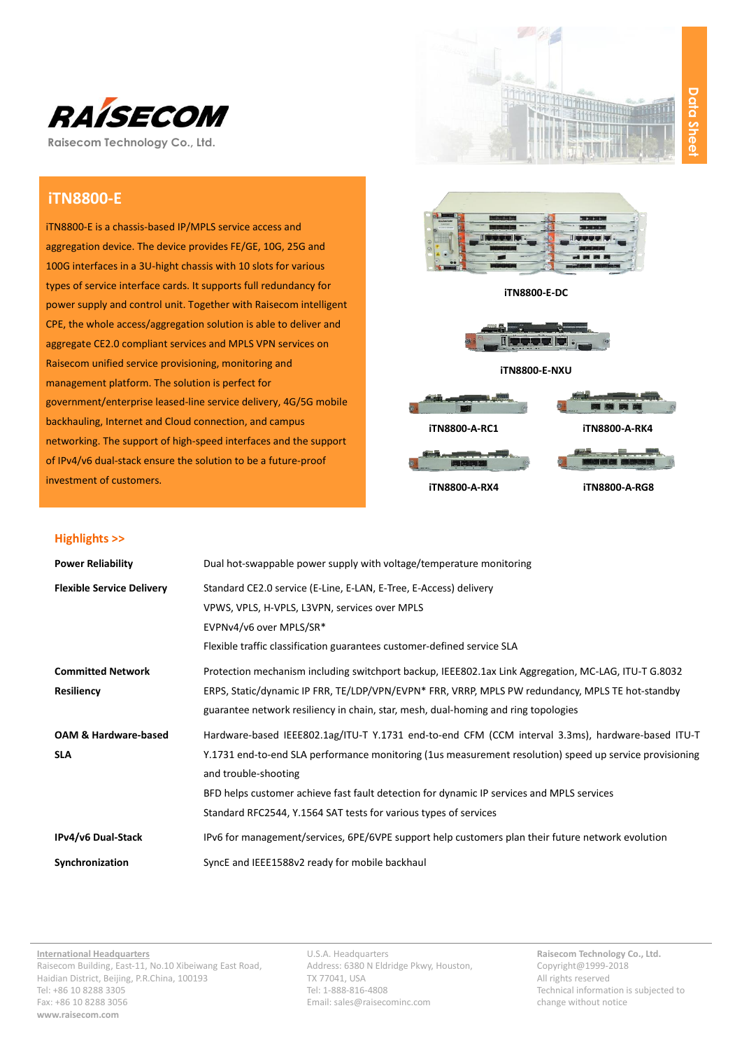RAISECOM

Raisecom Technology Co., Ltd.

Data Sheet

# iTN8800-E

iTN8800-E is a chassis-based IP/MPLS service access and aggregation device. The device provides FE/GE, 10G, 25G and 100G interfaces in a 3U-hight chassis with 10 slots for various types of service interface cards. It supports full redundancy for power supply and control unit. Together with Raisecom intelligent CPE, the whole access/aggregation solution is able to deliver and aggregate CE2.0 compliant services and MPLS VPN services on Raisecom unified service provisioning, monitoring and management platform. The solution is perfect for government/enterprise leased-line service delivery, 4G/5G mobile backhauling, Internet and Cloud connection, and campus networking. The support of high-speed interfaces and the support of IPv4/v6 dual-stack ensure the solution to be a future-proof investment of customers.

iTN8800-E-DC

iTN8800-E-NXU

iTN8800-A-RC1

iTN8800-A-RK4

iTN8800-A-RX4

iTN8800-A-RG8

## Highlights >>

| | |
|---|---|
| **Power Reliability** | Dual hot-swappable power supply with voltage/temperature monitoring |
| **Flexible Service Delivery** | Standard CE2.0 service (E-Line, E-LAN, E-Tree, E-Access) delivery<br>VPWS, VPLS, H-VPLS, L3VPN, services over MPLS<br>EVPNv4/v6 over MPLS/SR*<br>Flexible traffic classification guarantees customer-defined service SLA |
| **Committed Network Resiliency** | Protection mechanism including switchport backup, IEEE802.1ax Link Aggregation, MC-LAG, ITU-T G.8032 ERPS, Static/dynamic IP FRR, TE/LDP/VPN/EVPN* FRR, VRRP, MPLS PW redundancy, MPLS TE hot-standby guarantee network resiliency in chain, star, mesh, dual-homing and ring topologies |
| **OAM & Hardware-based SLA** | Hardware-based IEEE802.1ag/ITU-T Y.1731 end-to-end CFM (CCM interval 3.3ms), hardware-based ITU-T Y.1731 end-to-end SLA performance monitoring (1us measurement resolution) speed up service provisioning and trouble-shooting<br>BFD helps customer achieve fast fault detection for dynamic IP services and MPLS services<br>Standard RFC2544, Y.1564 SAT tests for various types of services |
| **IPv4/v6 Dual-Stack** | IPv6 for management/services, 6PE/6VPE support help customers plan their future network evolution |
| **Synchronization** | SyncE and IEEE1588v2 ready for mobile backhaul |

International Headquarters
Raisecom Building, East-11, No.10 Xibeiwang East Road, Haidian District, Beijing, P.R.China, 100193
Tel: +86 10 8288 3305
Fax: +86 10 8288 3056
www.raisecom.com

U.S.A. Headquarters
Address: 6380 N Eldridge Pkwy, Houston, TX 77041, USA
Tel: 1-888-816-4808
Email: sales@raisecominc.com

Raisecom Technology Co., Ltd.
Copyright@1999-2018
All rights reserved
Technical information is subjected to change without notice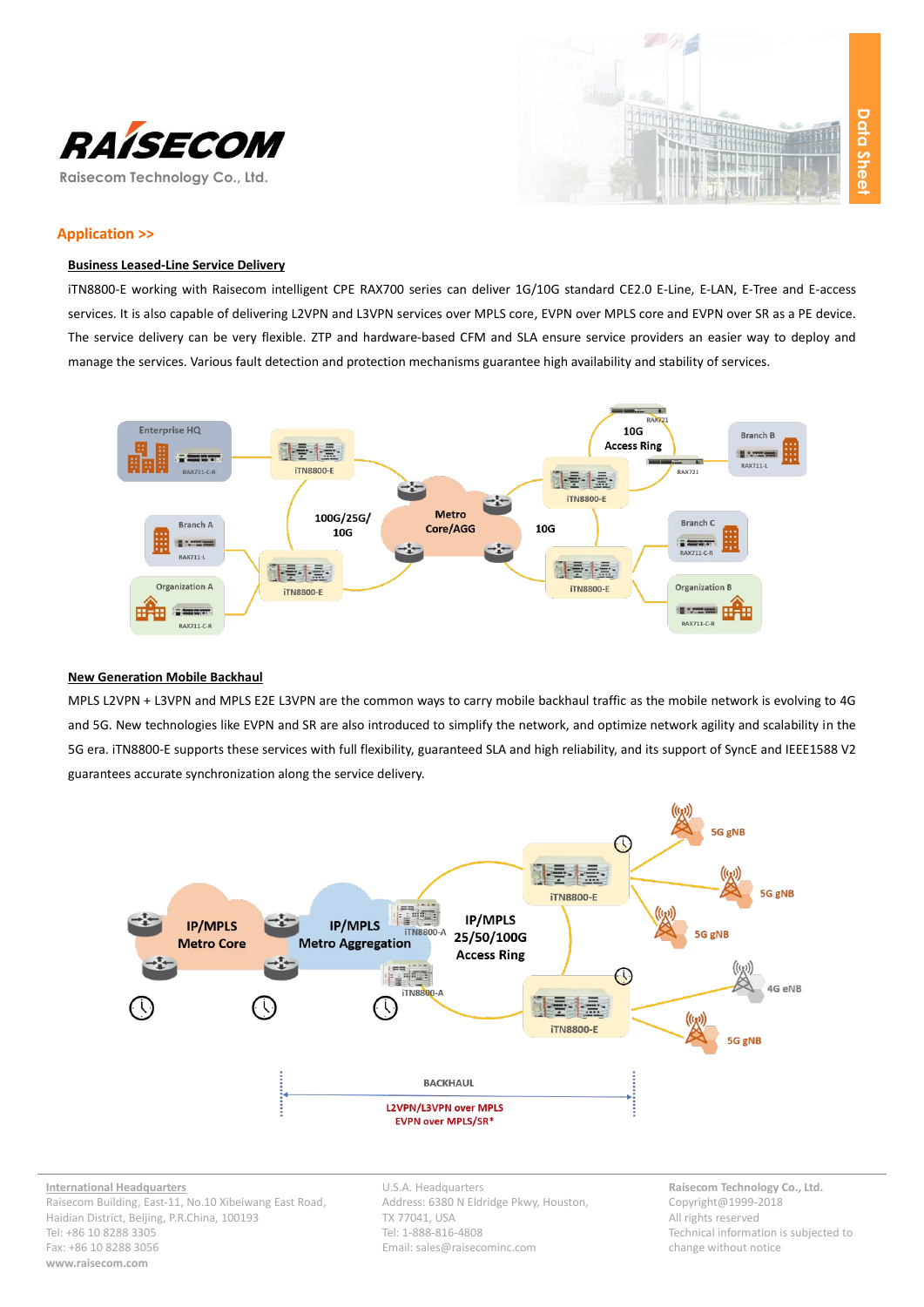## Application >>

### Business Leased-Line Service Delivery

iTN8800-E working with Raisecom intelligent CPE RAX700 series can deliver 1G/10G standard CE2.0 E-Line, E-LAN, E-Tree and E-access services. It is also capable of delivering L2VPN and L3VPN services over MPLS core, EVPN over MPLS core and EVPN over SR as a PE device. The service delivery can be very flexible. ZTP and hardware-based CFM and SLA ensure service providers an easier way to deploy and manage the services. Various fault detection and protection mechanisms guarantee high availability and stability of services.

### New Generation Mobile Backhaul

MPLS L2VPN + L3VPN and MPLS E2E L3VPN are the common ways to carry mobile backhaul traffic as the mobile network is evolving to 4G and 5G. New technologies like EVPN and SR are also introduced to simplify the network, and optimize network agility and scalability in the 5G era. iTN8800-E supports these services with full flexibility, guaranteed SLA and high reliability, and its support of SyncE and IEEE1588 V2 guarantees accurate synchronization along the service delivery.

BACKHAUL

L2VPN/L3VPN over MPLS
EVPN over MPLS/SR*

**International Headquarters**
Raisecom Building, East-11, No.10 Xibeiwang East Road, Haidian District, Beijing, P.R.China, 100193
Tel: +86 10 8288 3305
Fax: +86 10 8288 3056
www.raisecom.com

U.S.A. Headquarters
Address: 6380 N Eldridge Pkwy, Houston, TX 77041, USA
Tel: 1-888-816-4808
Email: sales@raisecominc.com

**Raisecom Technology Co., Ltd.**
Copyright@1999-2018
All rights reserved
Technical information is subjected to change without notice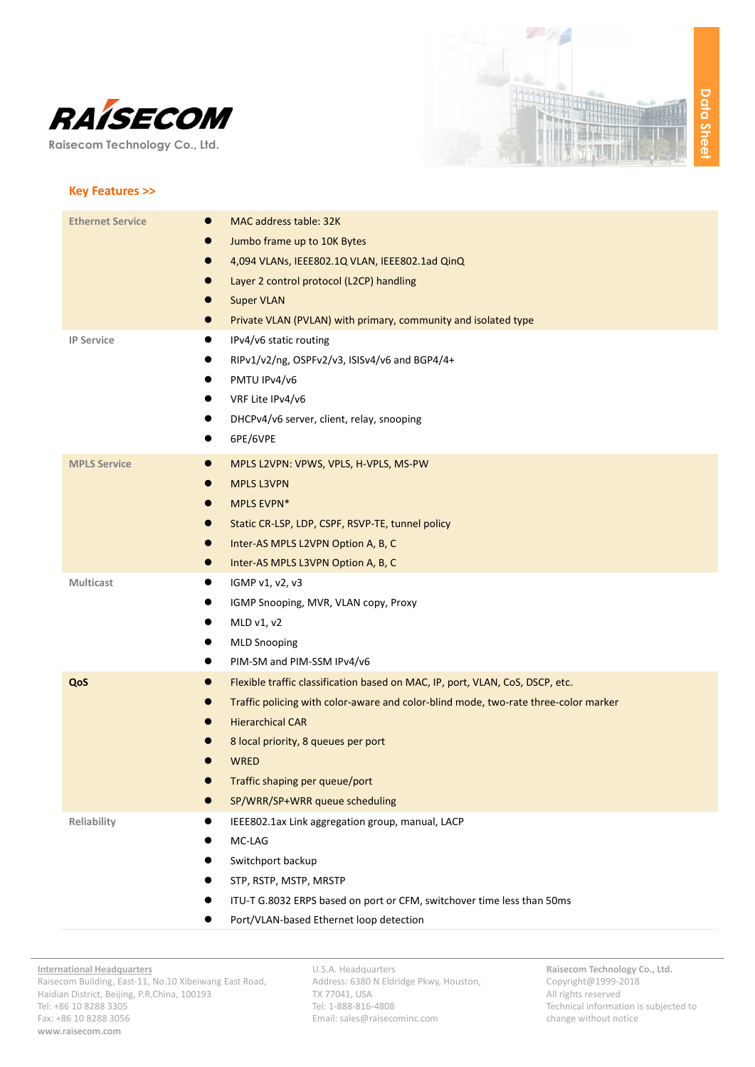## Key Features >>

| | |
|---|---|
| **Ethernet Service** | • MAC address table: 32K<br>• Jumbo frame up to 10K Bytes<br>• 4,094 VLANs, IEEE802.1Q VLAN, IEEE802.1ad QinQ<br>• Layer 2 control protocol (L2CP) handling<br>• Super VLAN<br>• Private VLAN (PVLAN) with primary, community and isolated type |
| **IP Service** | • IPv4/v6 static routing<br>• RIPv1/v2/ng, OSPFv2/v3, ISISv4/v6 and BGP4/4+<br>• PMTU IPv4/v6<br>• VRF Lite IPv4/v6<br>• DHCPv4/v6 server, client, relay, snooping<br>• 6PE/6VPE |
| **MPLS Service** | • MPLS L2VPN: VPWS, VPLS, H-VPLS, MS-PW<br>• MPLS L3VPN<br>• MPLS EVPN*<br>• Static CR-LSP, LDP, CSPF, RSVP-TE, tunnel policy<br>• Inter-AS MPLS L2VPN Option A, B, C<br>• Inter-AS MPLS L3VPN Option A, B, C |
| **Multicast** | • IGMP v1, v2, v3<br>• IGMP Snooping, MVR, VLAN copy, Proxy<br>• MLD v1, v2<br>• MLD Snooping<br>• PIM-SM and PIM-SSM IPv4/v6 |
| **QoS** | • Flexible traffic classification based on MAC, IP, port, VLAN, CoS, DSCP, etc.<br>• Traffic policing with color-aware and color-blind mode, two-rate three-color marker<br>• Hierarchical CAR<br>• 8 local priority, 8 queues per port<br>• WRED<br>• Traffic shaping per queue/port<br>• SP/WRR/SP+WRR queue scheduling |
| **Reliability** | • IEEE802.1ax Link aggregation group, manual, LACP<br>• MC-LAG<br>• Switchport backup<br>• STP, RSTP, MSTP, MRSTP<br>• ITU-T G.8032 ERPS based on port or CFM, switchover time less than 50ms<br>• Port/VLAN-based Ethernet loop detection |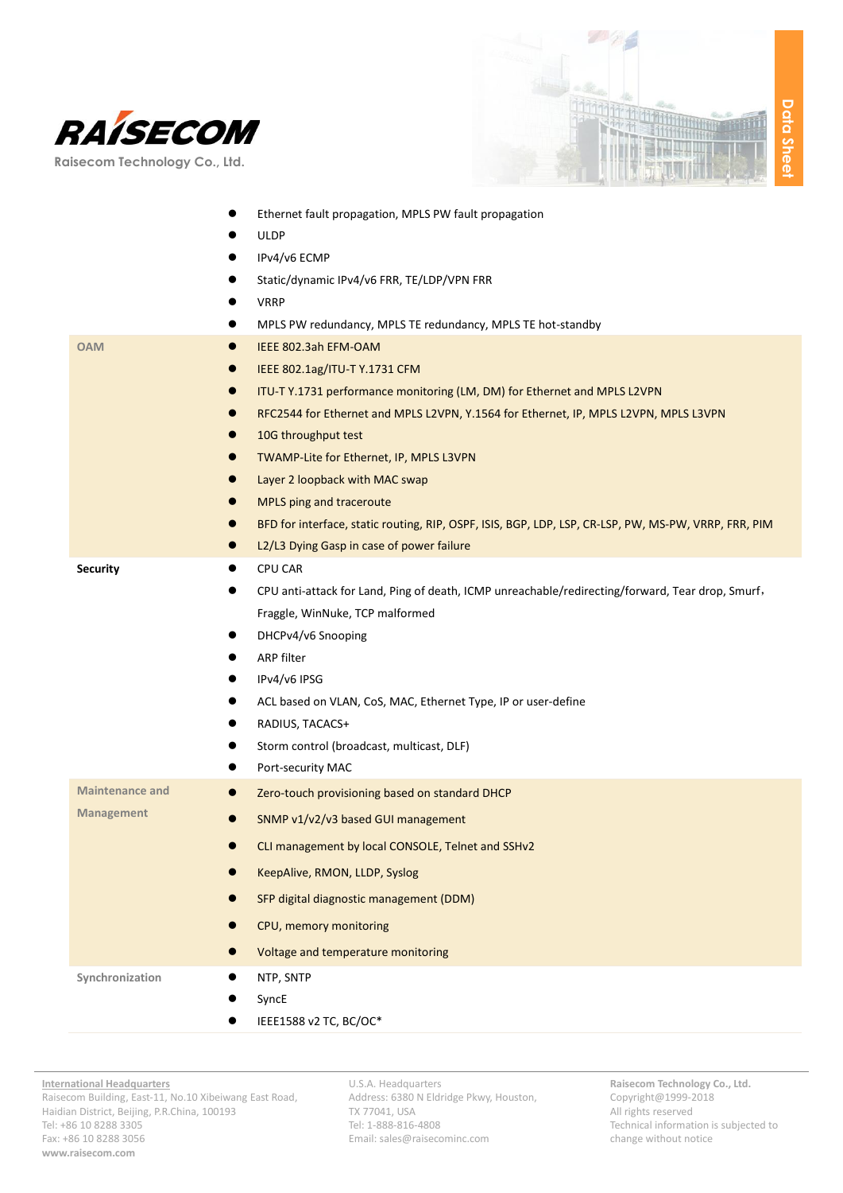| | |
|---|---|
| | ● Ethernet fault propagation, MPLS PW fault propagation<br>● ULDP<br>● IPv4/v6 ECMP<br>● Static/dynamic IPv4/v6 FRR, TE/LDP/VPN FRR<br>● VRRP<br>● MPLS PW redundancy, MPLS TE redundancy, MPLS TE hot-standby |
| OAM | ● IEEE 802.3ah EFM-OAM<br>● IEEE 802.1ag/ITU-T Y.1731 CFM<br>● ITU-T Y.1731 performance monitoring (LM, DM) for Ethernet and MPLS L2VPN<br>● RFC2544 for Ethernet and MPLS L2VPN, Y.1564 for Ethernet, IP, MPLS L2VPN, MPLS L3VPN<br>● 10G throughput test<br>● TWAMP-Lite for Ethernet, IP, MPLS L3VPN<br>● Layer 2 loopback with MAC swap<br>● MPLS ping and traceroute<br>● BFD for interface, static routing, RIP, OSPF, ISIS, BGP, LDP, LSP, CR-LSP, PW, MS-PW, VRRP, FRR, PIM<br>● L2/L3 Dying Gasp in case of power failure |
| **Security** | ● CPU CAR<br>● CPU anti-attack for Land, Ping of death, ICMP unreachable/redirecting/forward, Tear drop, Smurf, Fraggle, WinNuke, TCP malformed<br>● DHCPv4/v6 Snooping<br>● ARP filter<br>● IPv4/v6 IPSG<br>● ACL based on VLAN, CoS, MAC, Ethernet Type, IP or user-define<br>● RADIUS, TACACS+<br>● Storm control (broadcast, multicast, DLF)<br>● Port-security MAC |
| Maintenance and Management | ● Zero-touch provisioning based on standard DHCP<br>● SNMP v1/v2/v3 based GUI management<br>● CLI management by local CONSOLE, Telnet and SSHv2<br>● KeepAlive, RMON, LLDP, Syslog<br>● SFP digital diagnostic management (DDM)<br>● CPU, memory monitoring<br>● Voltage and temperature monitoring |
| Synchronization | ● NTP, SNTP<br>● SyncE<br>● IEEE1588 v2 TC, BC/OC* |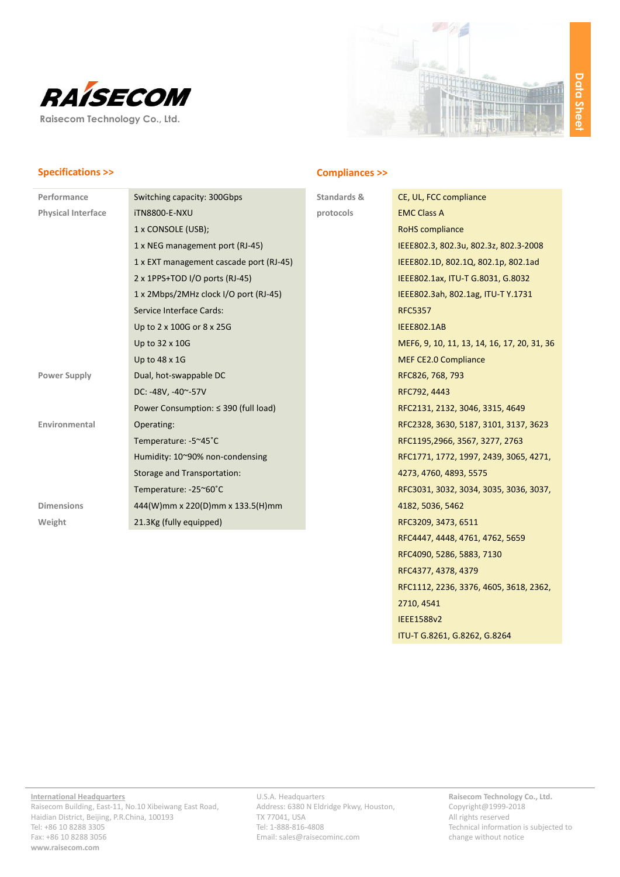Raisecom Technology Co., Ltd.

Data Sheet

## Specifications >>

| | |
|---|---|
| Performance | Switching capacity: 300Gbps |
| Physical Interface | iTN8800-E-NXU |
| | 1 x CONSOLE (USB); |
| | 1 x NEG management port (RJ-45) |
| | 1 x EXT management cascade port (RJ-45) |
| | 2 x 1PPS+TOD I/O ports (RJ-45) |
| | 1 x 2Mbps/2MHz clock I/O port (RJ-45) |
| | Service Interface Cards: |
| | Up to 2 x 100G or 8 x 25G |
| | Up to 32 x 10G |
| | Up to 48 x 1G |
| Power Supply | Dual, hot-swappable DC |
| | DC: -48V, -40~-57V |
| | Power Consumption: ≤ 390 (full load) |
| Environmental | Operating: |
| | Temperature: -5~45˚C |
| | Humidity: 10~90% non-condensing |
| | Storage and Transportation: |
| | Temperature: -25~60˚C |
| Dimensions | 444(W)mm x 220(D)mm x 133.5(H)mm |
| Weight | 21.3Kg (fully equipped) |

## Compliances >>

| | |
|---|---|
| Standards & protocols | CE, UL, FCC compliance |
| | EMC Class A |
| | RoHS compliance |
| | IEEE802.3, 802.3u, 802.3z, 802.3-2008 |
| | IEEE802.1D, 802.1Q, 802.1p, 802.1ad |
| | IEEE802.1ax, ITU-T G.8031, G.8032 |
| | IEEE802.3ah, 802.1ag, ITU-T Y.1731 |
| | RFC5357 |
| | IEEE802.1AB |
| | MEF6, 9, 10, 11, 13, 14, 16, 17, 20, 31, 36 |
| | MEF CE2.0 Compliance |
| | RFC826, 768, 793 |
| | RFC792, 4443 |
| | RFC2131, 2132, 3046, 3315, 4649 |
| | RFC2328, 3630, 5187, 3101, 3137, 3623 |
| | RFC1195,2966, 3567, 3277, 2763 |
| | RFC1771, 1772, 1997, 2439, 3065, 4271, 4273, 4760, 4893, 5575 |
| | RFC3031, 3032, 3034, 3035, 3036, 3037, 4182, 5036, 5462 |
| | RFC3209, 3473, 6511 |
| | RFC4447, 4448, 4761, 4762, 5659 |
| | RFC4090, 5286, 5883, 7130 |
| | RFC4377, 4378, 4379 |
| | RFC1112, 2236, 3376, 4605, 3618, 2362, 2710, 4541 |
| | IEEE1588v2 |
| | ITU-T G.8261, G.8262, G.8264 |

**International Headquarters**
Raisecom Building, East-11, No.10 Xibeiwang East Road, Haidian District, Beijing, P.R.China, 100193
Tel: +86 10 8288 3305
Fax: +86 10 8288 3056
www.raisecom.com

U.S.A. Headquarters
Address: 6380 N Eldridge Pkwy, Houston, TX 77041, USA
Tel: 1-888-816-4808
Email: sales@raisecominc.com

**Raisecom Technology Co., Ltd.**
Copyright@1999-2018
All rights reserved
Technical information is subjected to change without notice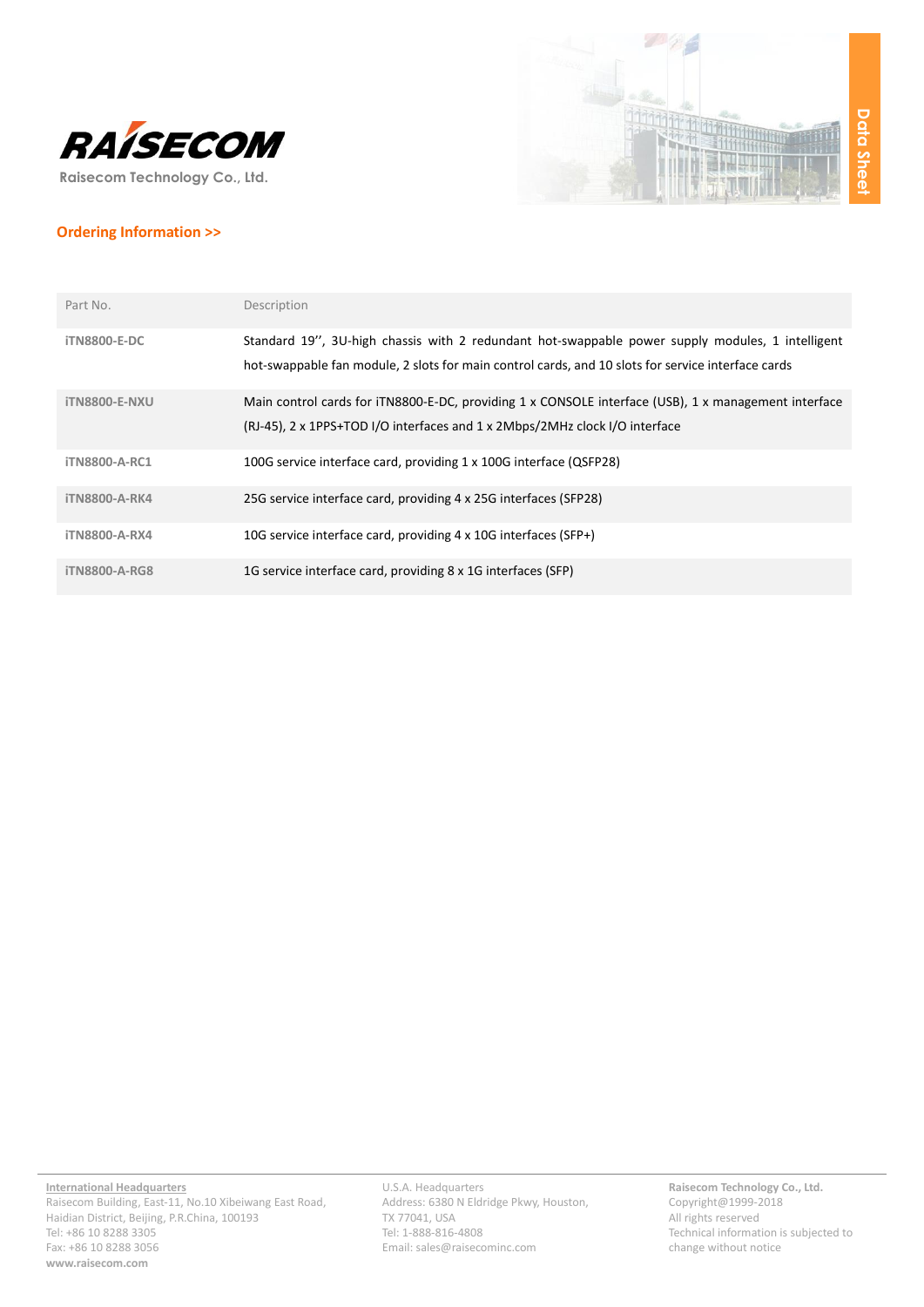## Ordering Information >>

| Part No. | Description |
| --- | --- |
| iTN8800-E-DC | Standard 19'', 3U-high chassis with 2 redundant hot-swappable power supply modules, 1 intelligent hot-swappable fan module, 2 slots for main control cards, and 10 slots for service interface cards |
| iTN8800-E-NXU | Main control cards for iTN8800-E-DC, providing 1 x CONSOLE interface (USB), 1 x management interface (RJ-45), 2 x 1PPS+TOD I/O interfaces and 1 x 2Mbps/2MHz clock I/O interface |
| iTN8800-A-RC1 | 100G service interface card, providing 1 x 100G interface (QSFP28) |
| iTN8800-A-RK4 | 25G service interface card, providing 4 x 25G interfaces (SFP28) |
| iTN8800-A-RX4 | 10G service interface card, providing 4 x 10G interfaces (SFP+) |
| iTN8800-A-RG8 | 1G service interface card, providing 8 x 1G interfaces (SFP) |